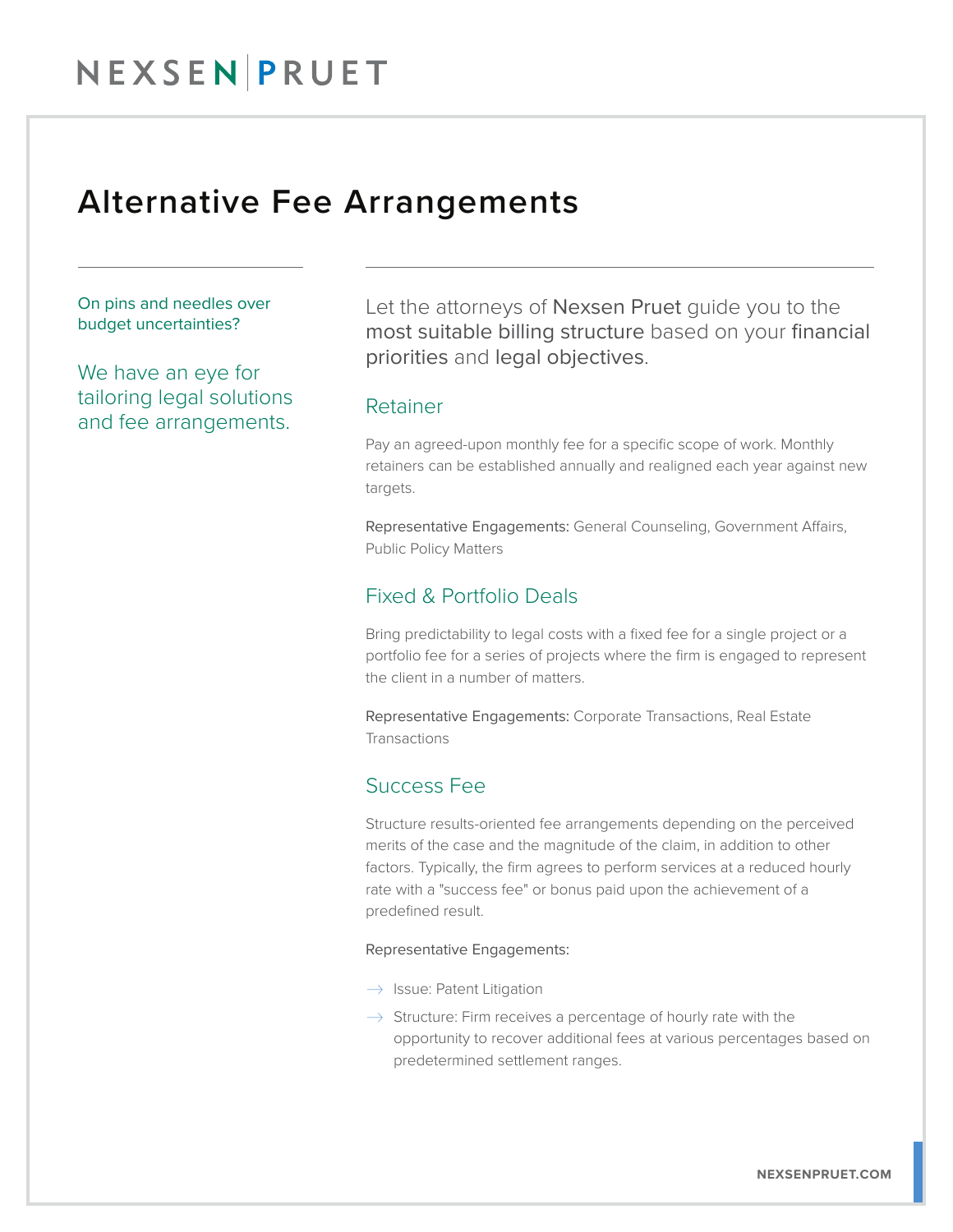NEXSEN | PRUET

# Alternative Fee Arrangements

On pins and needles over budget uncertainties?

We have an eye for tailoring legal solutions and fee arrangements.

Let the attorneys of Nexsen Pruet guide you to the most suitable billing structure based on your financial priorities and legal objectives.

## Retainer

Pay an agreed-upon monthly fee for a specific scope of work. Monthly retainers can be established annually and realigned each year against new targets.

Representative Engagements: General Counseling, Government Affairs, Public Policy Matters

## Fixed & Portfolio Deals

Bring predictability to legal costs with a fixed fee for a single project or a portfolio fee for a series of projects where the firm is engaged to represent the client in a number of matters.

Representative Engagements: Corporate Transactions, Real Estate Transactions

## Success Fee

Structure results-oriented fee arrangements depending on the perceived merits of the case and the magnitude of the claim, in addition to other factors. Typically, the firm agrees to perform services at a reduced hourly rate with a "success fee" or bonus paid upon the achievement of a predefined result.

Representative Engagements:

- → Issue: Patent Litigation
- → Structure: Firm receives a percentage of hourly rate with the opportunity to recover additional fees at various percentages based on predetermined settlement ranges.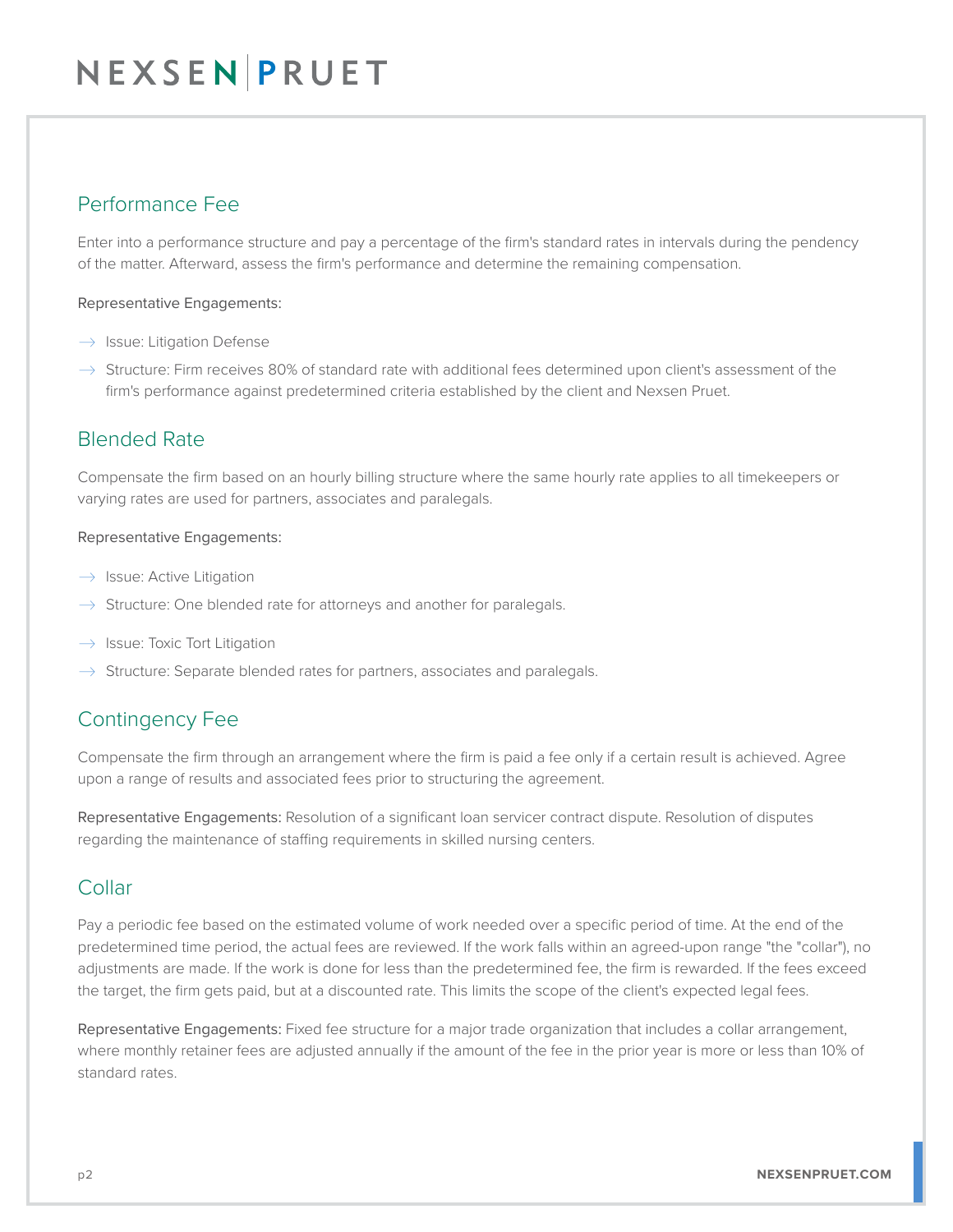## Performance Fee

Enter into a performance structure and pay a percentage of the firm's standard rates in intervals during the pendency of the matter. Afterward, assess the firm's performance and determine the remaining compensation.

Representative Engagements:

- Issue: Litigation Defense
- Structure: Firm receives 80% of standard rate with additional fees determined upon client's assessment of the firm's performance against predetermined criteria established by the client and Nexsen Pruet.

## Blended Rate

Compensate the firm based on an hourly billing structure where the same hourly rate applies to all timekeepers or varying rates are used for partners, associates and paralegals.

Representative Engagements:

- Issue: Active Litigation
- Structure: One blended rate for attorneys and another for paralegals.
- Issue: Toxic Tort Litigation
- Structure: Separate blended rates for partners, associates and paralegals.

## Contingency Fee

Compensate the firm through an arrangement where the firm is paid a fee only if a certain result is achieved. Agree upon a range of results and associated fees prior to structuring the agreement.

Representative Engagements: Resolution of a significant loan servicer contract dispute. Resolution of disputes regarding the maintenance of staffing requirements in skilled nursing centers.

## Collar

Pay a periodic fee based on the estimated volume of work needed over a specific period of time. At the end of the predetermined time period, the actual fees are reviewed. If the work falls within an agreed-upon range "the "collar"), no adjustments are made. If the work is done for less than the predetermined fee, the firm is rewarded. If the fees exceed the target, the firm gets paid, but at a discounted rate. This limits the scope of the client's expected legal fees.

Representative Engagements: Fixed fee structure for a major trade organization that includes a collar arrangement, where monthly retainer fees are adjusted annually if the amount of the fee in the prior year is more or less than 10% of standard rates.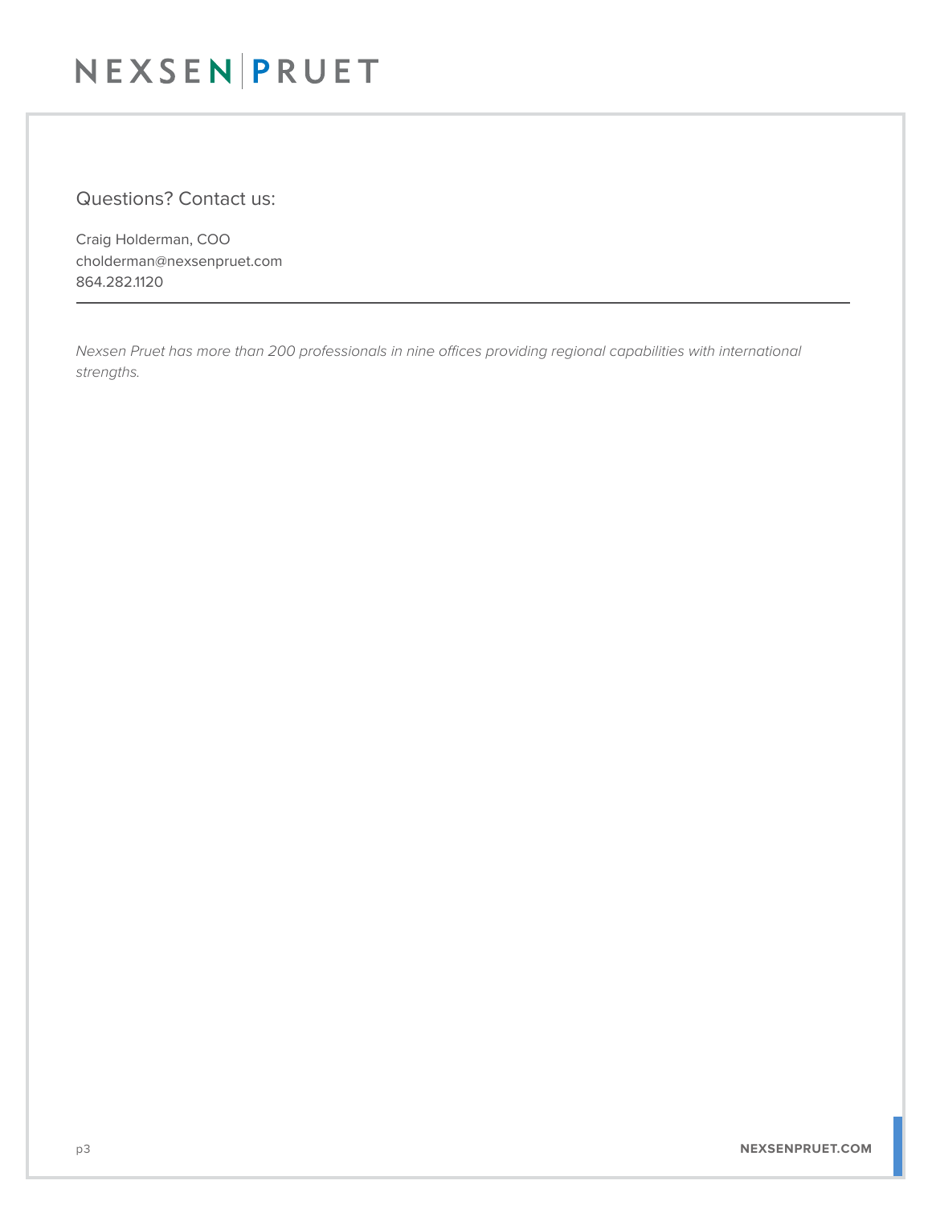Questions? Contact us:

Craig Holderman, COO
cholderman@nexsenpruet.com
864.282.1120

---

*Nexsen Pruet has more than 200 professionals in nine offices providing regional capabilities with international strengths.*